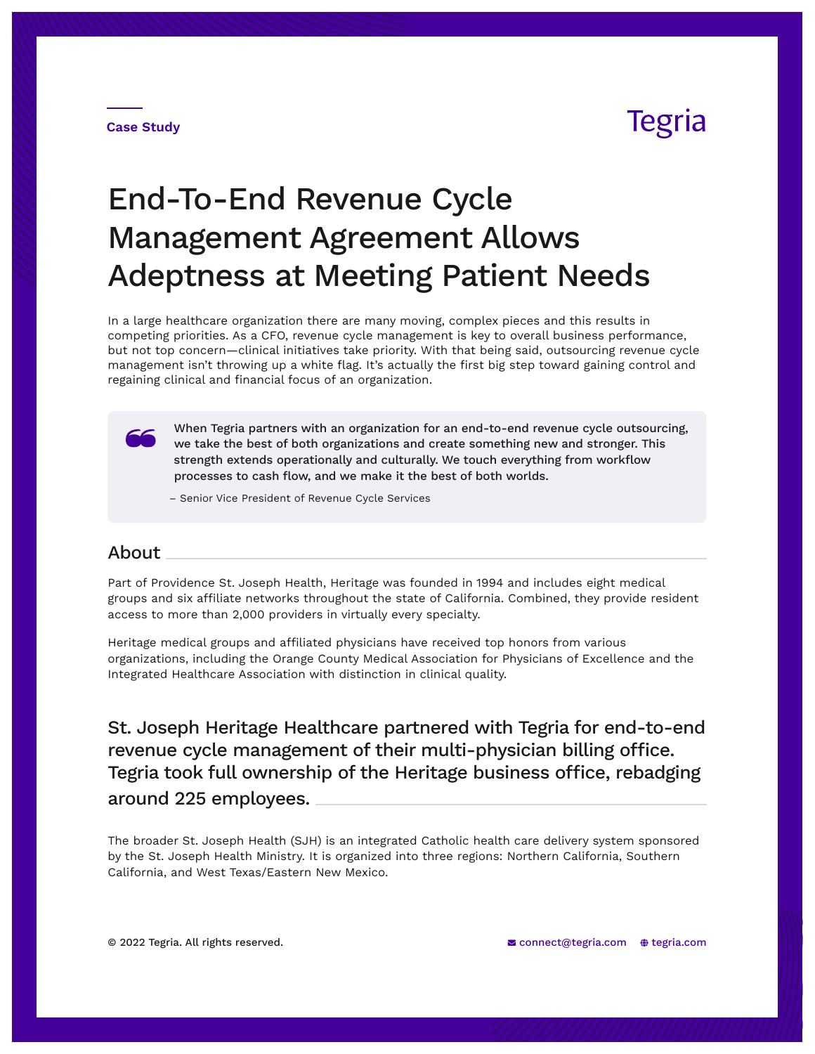Case Study

Tegria

# End-To-End Revenue Cycle Management Agreement Allows Adeptness at Meeting Patient Needs

In a large healthcare organization there are many moving, complex pieces and this results in competing priorities. As a CFO, revenue cycle management is key to overall business performance, but not top concern—clinical initiatives take priority. With that being said, outsourcing revenue cycle management isn't throwing up a white flag. It's actually the first big step toward gaining control and regaining clinical and financial focus of an organization.

> When Tegria partners with an organization for an end-to-end revenue cycle outsourcing, we take the best of both organizations and create something new and stronger. This strength extends operationally and culturally. We touch everything from workflow processes to cash flow, and we make it the best of both worlds.
>
> – Senior Vice President of Revenue Cycle Services

## About

Part of Providence St. Joseph Health, Heritage was founded in 1994 and includes eight medical groups and six affiliate networks throughout the state of California. Combined, they provide resident access to more than 2,000 providers in virtually every specialty.

Heritage medical groups and affiliated physicians have received top honors from various organizations, including the Orange County Medical Association for Physicians of Excellence and the Integrated Healthcare Association with distinction in clinical quality.

## St. Joseph Heritage Healthcare partnered with Tegria for end-to-end revenue cycle management of their multi-physician billing office. Tegria took full ownership of the Heritage business office, rebadging around 225 employees.

The broader St. Joseph Health (SJH) is an integrated Catholic health care delivery system sponsored by the St. Joseph Health Ministry. It is organized into three regions: Northern California, Southern California, and West Texas/Eastern New Mexico.

© 2022 Tegria. All rights reserved. connect@tegria.com tegria.com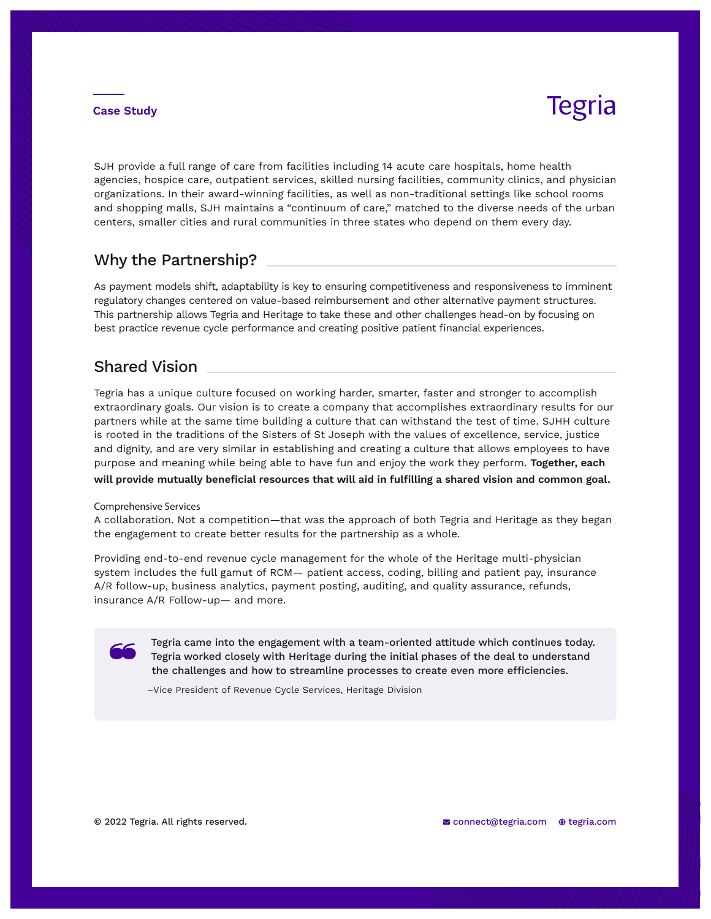SJH provide a full range of care from facilities including 14 acute care hospitals, home health agencies, hospice care, outpatient services, skilled nursing facilities, community clinics, and physician organizations. In their award-winning facilities, as well as non-traditional settings like school rooms and shopping malls, SJH maintains a "continuum of care," matched to the diverse needs of the urban centers, smaller cities and rural communities in three states who depend on them every day.

## Why the Partnership?

As payment models shift, adaptability is key to ensuring competitiveness and responsiveness to imminent regulatory changes centered on value-based reimbursement and other alternative payment structures. This partnership allows Tegria and Heritage to take these and other challenges head-on by focusing on best practice revenue cycle performance and creating positive patient financial experiences.

## Shared Vision

Tegria has a unique culture focused on working harder, smarter, faster and stronger to accomplish extraordinary goals. Our vision is to create a company that accomplishes extraordinary results for our partners while at the same time building a culture that can withstand the test of time. SJHH culture is rooted in the traditions of the Sisters of St Joseph with the values of excellence, service, justice and dignity, and are very similar in establishing and creating a culture that allows employees to have purpose and meaning while being able to have fun and enjoy the work they perform. **Together, each will provide mutually beneficial resources that will aid in fulfilling a shared vision and common goal.**

### Comprehensive Services

A collaboration. Not a competition—that was the approach of both Tegria and Heritage as they began the engagement to create better results for the partnership as a whole.

Providing end-to-end revenue cycle management for the whole of the Heritage multi-physician system includes the full gamut of RCM— patient access, coding, billing and patient pay, insurance A/R follow-up, business analytics, payment posting, auditing, and quality assurance, refunds, insurance A/R Follow-up— and more.

> **Tegria came into the engagement with a team-oriented attitude which continues today. Tegria worked closely with Heritage during the initial phases of the deal to understand the challenges and how to streamline processes to create even more efficiencies.**
>
> –Vice President of Revenue Cycle Services, Heritage Division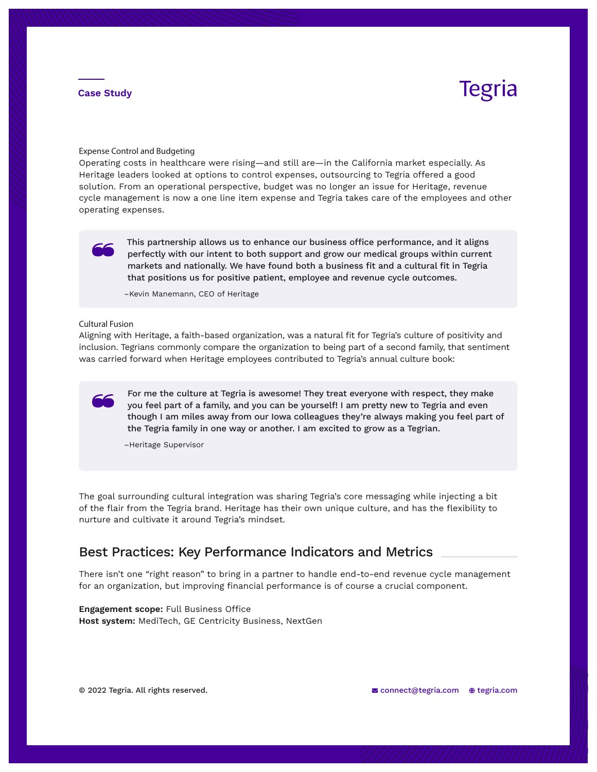### Expense Control and Budgeting

Operating costs in healthcare were rising—and still are—in the California market especially. As Heritage leaders looked at options to control expenses, outsourcing to Tegria offered a good solution. From an operational perspective, budget was no longer an issue for Heritage, revenue cycle management is now a one line item expense and Tegria takes care of the employees and other operating expenses.

> **This partnership allows us to enhance our business office performance, and it aligns perfectly with our intent to both support and grow our medical groups within current markets and nationally. We have found both a business fit and a cultural fit in Tegria that positions us for positive patient, employee and revenue cycle outcomes.**
>
> –Kevin Manemann, CEO of Heritage

### Cultural Fusion

Aligning with Heritage, a faith-based organization, was a natural fit for Tegria's culture of positivity and inclusion. Tegrians commonly compare the organization to being part of a second family, that sentiment was carried forward when Heritage employees contributed to Tegria's annual culture book:

> **For me the culture at Tegria is awesome! They treat everyone with respect, they make you feel part of a family, and you can be yourself! I am pretty new to Tegria and even though I am miles away from our Iowa colleagues they're always making you feel part of the Tegria family in one way or another. I am excited to grow as a Tegrian.**
>
> –Heritage Supervisor

The goal surrounding cultural integration was sharing Tegria's core messaging while injecting a bit of the flair from the Tegria brand. Heritage has their own unique culture, and has the flexibility to nurture and cultivate it around Tegria's mindset.

## Best Practices: Key Performance Indicators and Metrics

There isn't one "right reason" to bring in a partner to handle end-to-end revenue cycle management for an organization, but improving financial performance is of course a crucial component.

**Engagement scope:** Full Business Office
**Host system:** MediTech, GE Centricity Business, NextGen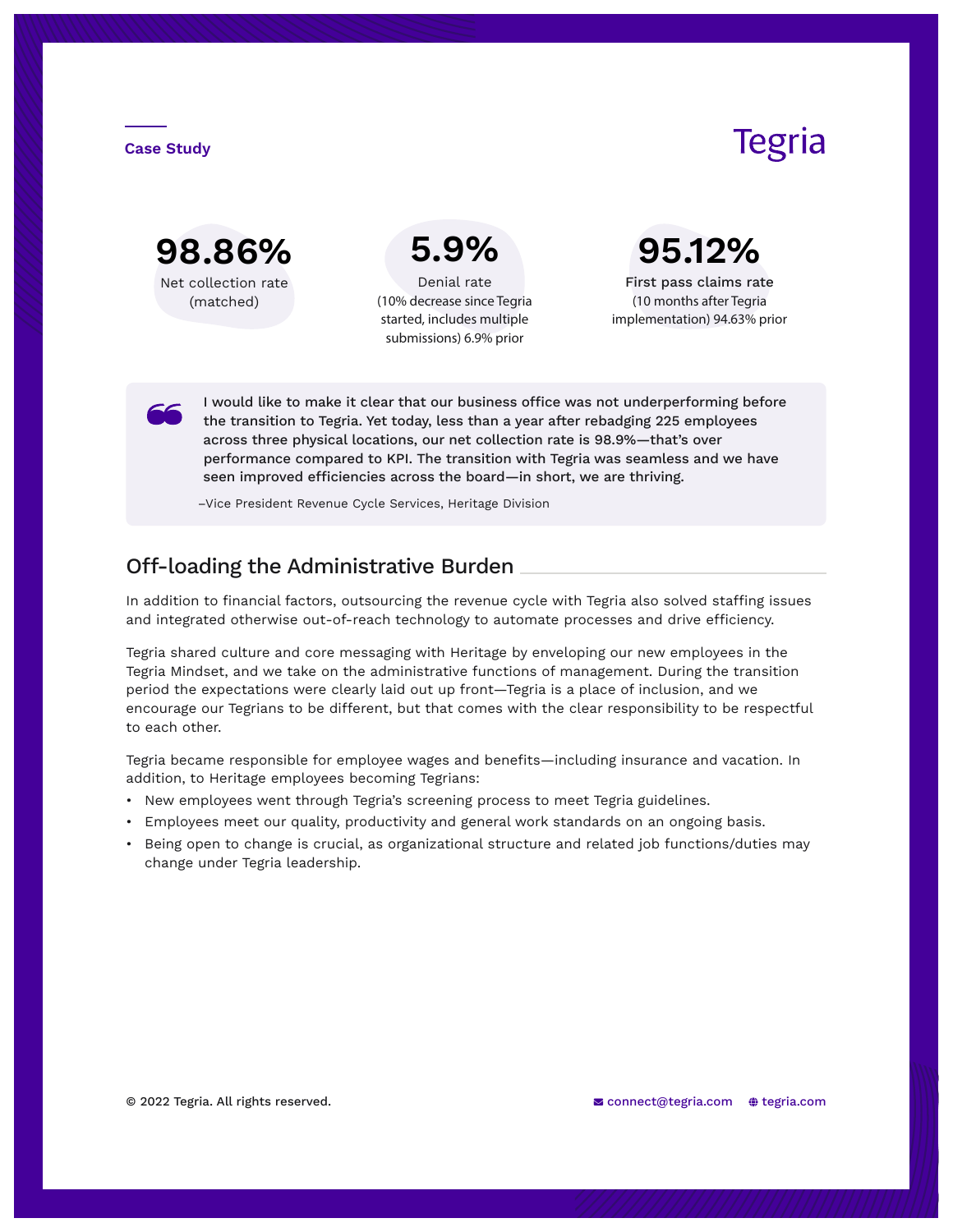Case Study

Tegria

**98.86%**
Net collection rate (matched)

**5.9%**
Denial rate
(10% decrease since Tegria started, includes multiple submissions) 6.9% prior

**95.12%**
First pass claims rate
(10 months after Tegria implementation) 94.63% prior

> **I would like to make it clear that our business office was not underperforming before the transition to Tegria. Yet today, less than a year after rebadging 225 employees across three physical locations, our net collection rate is 98.9%—that's over performance compared to KPI. The transition with Tegria was seamless and we have seen improved efficiencies across the board—in short, we are thriving.**
>
> –Vice President Revenue Cycle Services, Heritage Division

## Off-loading the Administrative Burden

In addition to financial factors, outsourcing the revenue cycle with Tegria also solved staffing issues and integrated otherwise out-of-reach technology to automate processes and drive efficiency.

Tegria shared culture and core messaging with Heritage by enveloping our new employees in the Tegria Mindset, and we take on the administrative functions of management. During the transition period the expectations were clearly laid out up front—Tegria is a place of inclusion, and we encourage our Tegrians to be different, but that comes with the clear responsibility to be respectful to each other.

Tegria became responsible for employee wages and benefits—including insurance and vacation. In addition, to Heritage employees becoming Tegrians:

- New employees went through Tegria's screening process to meet Tegria guidelines.
- Employees meet our quality, productivity and general work standards on an ongoing basis.
- Being open to change is crucial, as organizational structure and related job functions/duties may change under Tegria leadership.

© 2022 Tegria. All rights reserved.

connect@tegria.com tegria.com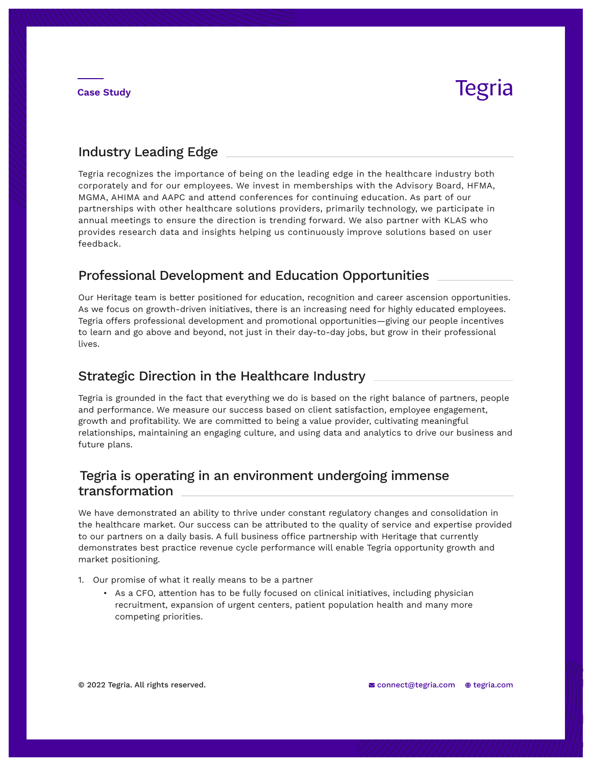Case Study

Tegria

## Industry Leading Edge

Tegria recognizes the importance of being on the leading edge in the healthcare industry both corporately and for our employees. We invest in memberships with the Advisory Board, HFMA, MGMA, AHIMA and AAPC and attend conferences for continuing education. As part of our partnerships with other healthcare solutions providers, primarily technology, we participate in annual meetings to ensure the direction is trending forward. We also partner with KLAS who provides research data and insights helping us continuously improve solutions based on user feedback.

## Professional Development and Education Opportunities

Our Heritage team is better positioned for education, recognition and career ascension opportunities. As we focus on growth-driven initiatives, there is an increasing need for highly educated employees. Tegria offers professional development and promotional opportunities—giving our people incentives to learn and go above and beyond, not just in their day-to-day jobs, but grow in their professional lives.

## Strategic Direction in the Healthcare Industry

Tegria is grounded in the fact that everything we do is based on the right balance of partners, people and performance. We measure our success based on client satisfaction, employee engagement, growth and profitability. We are committed to being a value provider, cultivating meaningful relationships, maintaining an engaging culture, and using data and analytics to drive our business and future plans.

## Tegria is operating in an environment undergoing immense transformation

We have demonstrated an ability to thrive under constant regulatory changes and consolidation in the healthcare market. Our success can be attributed to the quality of service and expertise provided to our partners on a daily basis. A full business office partnership with Heritage that currently demonstrates best practice revenue cycle performance will enable Tegria opportunity growth and market positioning.

1. Our promise of what it really means to be a partner
    - As a CFO, attention has to be fully focused on clinical initiatives, including physician recruitment, expansion of urgent centers, patient population health and many more competing priorities.

© 2022 Tegria. All rights reserved. connect@tegria.com tegria.com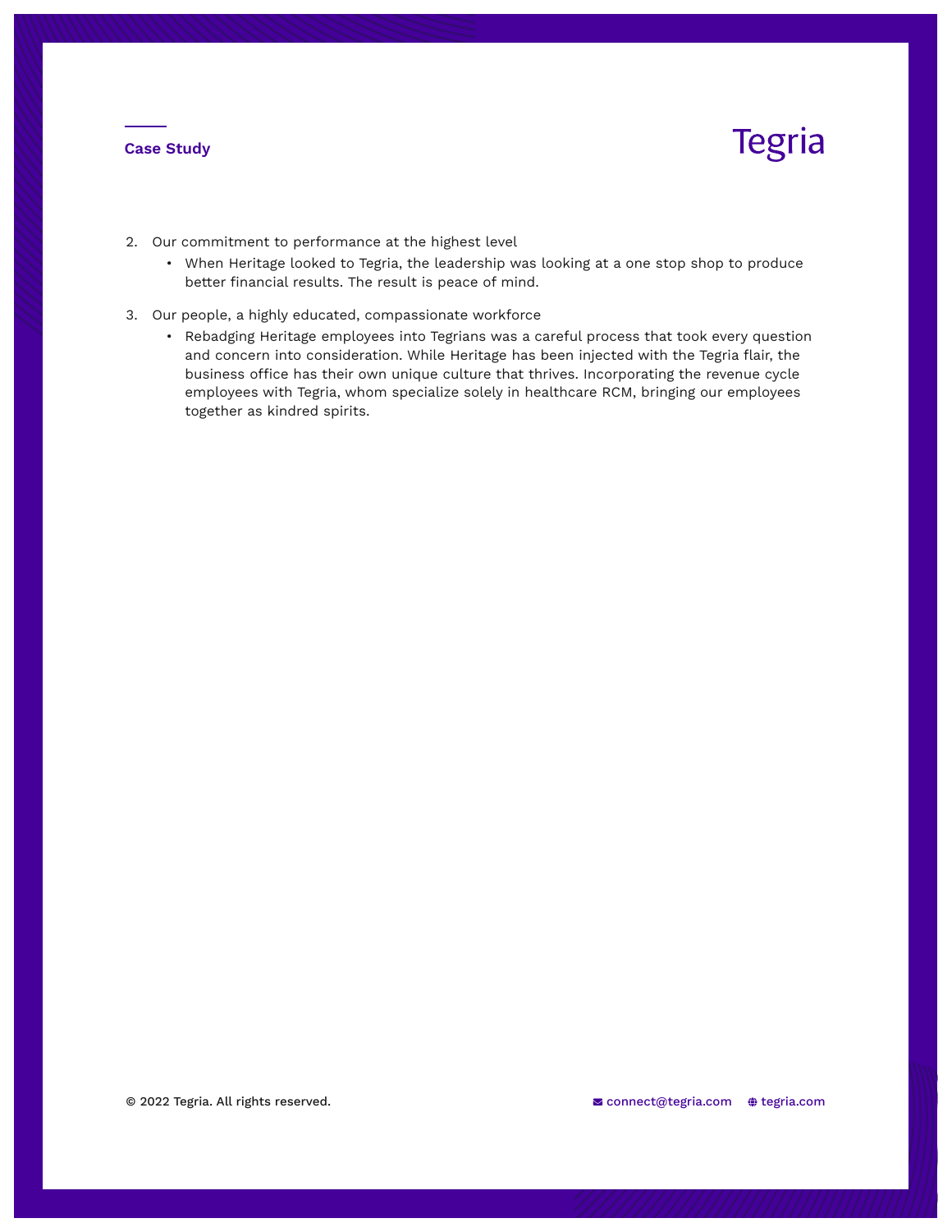2. Our commitment to performance at the highest level
    - When Heritage looked to Tegria, the leadership was looking at a one stop shop to produce better financial results. The result is peace of mind.

3. Our people, a highly educated, compassionate workforce
    - Rebadging Heritage employees into Tegrians was a careful process that took every question and concern into consideration. While Heritage has been injected with the Tegria flair, the business office has their own unique culture that thrives. Incorporating the revenue cycle employees with Tegria, whom specialize solely in healthcare RCM, bringing our employees together as kindred spirits.